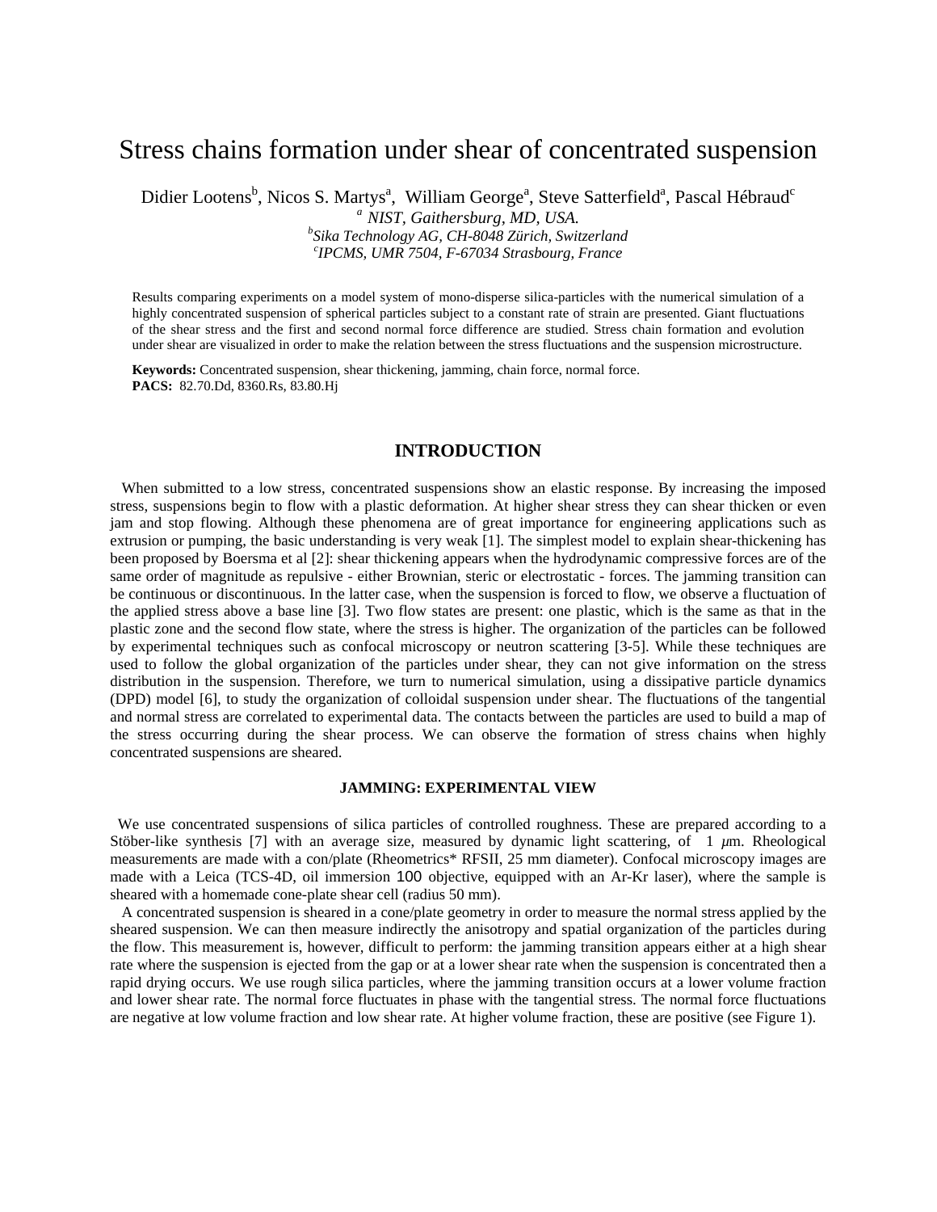# Stress chains formation under shear of concentrated suspension

Didier Lootens[b], Nicos S. Martys[a], William George[a], Steve Satterfield[a], Pascal Hébraud[c]

[a] *NIST, Gaithersburg, MD, USA.*

[b] *Sika Technology AG, CH-8048 Zürich, Switzerland*

[c] *IPCMS, UMR 7504, F-67034 Strasbourg, France*

Results comparing experiments on a model system of mono-disperse silica-particles with the numerical simulation of a highly concentrated suspension of spherical particles subject to a constant rate of strain are presented. Giant fluctuations of the shear stress and the first and second normal force difference are studied. Stress chain formation and evolution under shear are visualized in order to make the relation between the stress fluctuations and the suspension microstructure.

**Keywords:** Concentrated suspension, shear thickening, jamming, chain force, normal force.
**PACS:** 82.70.Dd, 8360.Rs, 83.80.Hj

## INTRODUCTION

When submitted to a low stress, concentrated suspensions show an elastic response. By increasing the imposed stress, suspensions begin to flow with a plastic deformation. At higher shear stress they can shear thicken or even jam and stop flowing. Although these phenomena are of great importance for engineering applications such as extrusion or pumping, the basic understanding is very weak [1]. The simplest model to explain shear-thickening has been proposed by Boersma et al [2]: shear thickening appears when the hydrodynamic compressive forces are of the same order of magnitude as repulsive - either Brownian, steric or electrostatic - forces. The jamming transition can be continuous or discontinuous. In the latter case, when the suspension is forced to flow, we observe a fluctuation of the applied stress above a base line [3]. Two flow states are present: one plastic, which is the same as that in the plastic zone and the second flow state, where the stress is higher. The organization of the particles can be followed by experimental techniques such as confocal microscopy or neutron scattering [3-5]. While these techniques are used to follow the global organization of the particles under shear, they can not give information on the stress distribution in the suspension. Therefore, we turn to numerical simulation, using a dissipative particle dynamics (DPD) model [6], to study the organization of colloidal suspension under shear. The fluctuations of the tangential and normal stress are correlated to experimental data. The contacts between the particles are used to build a map of the stress occurring during the shear process. We can observe the formation of stress chains when highly concentrated suspensions are sheared.

### JAMMING: EXPERIMENTAL VIEW

We use concentrated suspensions of silica particles of controlled roughness. These are prepared according to a Stöber-like synthesis [7] with an average size, measured by dynamic light scattering, of 1 $\mu$m. Rheological measurements are made with a con/plate (Rheometrics* RFSII, 25 mm diameter). Confocal microscopy images are made with a Leica (TCS-4D, oil immersion 100 objective, equipped with an Ar-Kr laser), where the sample is sheared with a homemade cone-plate shear cell (radius 50 mm).

A concentrated suspension is sheared in a cone/plate geometry in order to measure the normal stress applied by the sheared suspension. We can then measure indirectly the anisotropy and spatial organization of the particles during the flow. This measurement is, however, difficult to perform: the jamming transition appears either at a high shear rate where the suspension is ejected from the gap or at a lower shear rate when the suspension is concentrated then a rapid drying occurs. We use rough silica particles, where the jamming transition occurs at a lower volume fraction and lower shear rate. The normal force fluctuates in phase with the tangential stress. The normal force fluctuations are negative at low volume fraction and low shear rate. At higher volume fraction, these are positive (see Figure 1).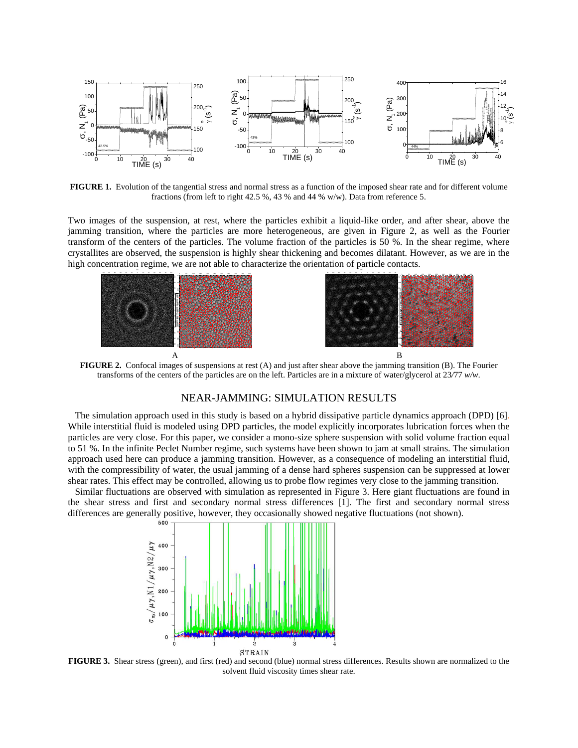**FIGURE 1.** Evolution of the tangential stress and normal stress as a function of the imposed shear rate and for different volume fractions (from left to right 42.5 %, 43 % and 44 % w/w). Data from reference 5.

Two images of the suspension, at rest, where the particles exhibit a liquid-like order, and after shear, above the jamming transition, where the particles are more heterogeneous, are given in Figure 2, as well as the Fourier transform of the centers of the particles. The volume fraction of the particles is 50 %. In the shear regime, where crystallites are observed, the suspension is highly shear thickening and becomes dilatant. However, as we are in the high concentration regime, we are not able to characterize the orientation of particle contacts.

A B

**FIGURE 2.** Confocal images of suspensions at rest (A) and just after shear above the jamming transition (B). The Fourier transforms of the centers of the particles are on the left. Particles are in a mixture of water/glycerol at 23/77 *w/w*.

## NEAR-JAMMING: SIMULATION RESULTS

The simulation approach used in this study is based on a hybrid dissipative particle dynamics approach (DPD) [6]. While interstitial fluid is modeled using DPD particles, the model explicitly incorporates lubrication forces when the particles are very close. For this paper, we consider a mono-size sphere suspension with solid volume fraction equal to 51 %. In the infinite Peclet Number regime, such systems have been shown to jam at small strains. The simulation approach used here can produce a jamming transition. However, as a consequence of modeling an interstitial fluid, with the compressibility of water, the usual jamming of a dense hard spheres suspension can be suppressed at lower shear rates. This effect may be controlled, allowing us to probe flow regimes very close to the jamming transition.

Similar fluctuations are observed with simulation as represented in Figure 3. Here giant fluctuations are found in the shear stress and first and secondary normal stress differences [1]. The first and secondary normal stress differences are generally positive, however, they occasionally showed negative fluctuations (not shown).

**FIGURE 3.** Shear stress (green), and first (red) and second (blue) normal stress differences. Results shown are normalized to the solvent fluid viscosity times shear rate.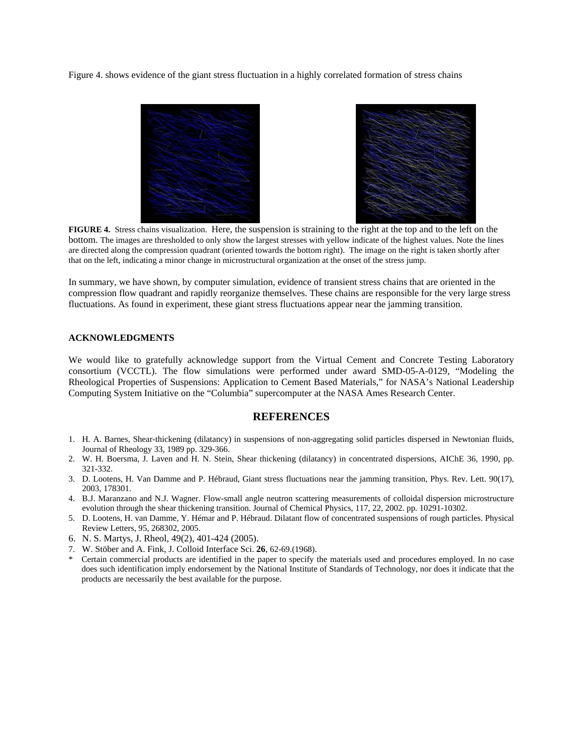Figure 4. shows evidence of the giant stress fluctuation in a highly correlated formation of stress chains

**FIGURE 4.** Stress chains visualization. Here, the suspension is straining to the right at the top and to the left on the bottom. The images are thresholded to only show the largest stresses with yellow indicate of the highest values. Note the lines are directed along the compression quadrant (oriented towards the bottom right). The image on the right is taken shortly after that on the left, indicating a minor change in microstructural organization at the onset of the stress jump.

In summary, we have shown, by computer simulation, evidence of transient stress chains that are oriented in the compression flow quadrant and rapidly reorganize themselves. These chains are responsible for the very large stress fluctuations. As found in experiment, these giant stress fluctuations appear near the jamming transition.

### ACKNOWLEDGMENTS

We would like to gratefully acknowledge support from the Virtual Cement and Concrete Testing Laboratory consortium (VCCTL). The flow simulations were performed under award SMD-05-A-0129, "Modeling the Rheological Properties of Suspensions: Application to Cement Based Materials," for NASA's National Leadership Computing System Initiative on the "Columbia" supercomputer at the NASA Ames Research Center.

## REFERENCES

1. H. A. Barnes, Shear-thickening (dilatancy) in suspensions of non-aggregating solid particles dispersed in Newtonian fluids, Journal of Rheology 33, 1989 pp. 329-366.
2. W. H. Boersma, J. Laven and H. N. Stein, Shear thickening (dilatancy) in concentrated dispersions, AIChE 36, 1990, pp. 321-332.
3. D. Lootens, H. Van Damme and P. Hébraud, Giant stress fluctuations near the jamming transition, Phys. Rev. Lett. 90(17), 2003, 178301.
4. B.J. Maranzano and N.J. Wagner. Flow-small angle neutron scattering measurements of colloidal dispersion microstructure evolution through the shear thickening transition. Journal of Chemical Physics, 117, 22, 2002. pp. 10291-10302.
5. D. Lootens, H. van Damme, Y. Hémar and P. Hébraud. Dilatant flow of concentrated suspensions of rough particles. Physical Review Letters, 95, 268302, 2005.
6. N. S. Martys, J. Rheol, 49(2), 401-424 (2005).
7. W. Stöber and A. Fink, J. Colloid Interface Sci. **26**, 62-69.(1968).

\* Certain commercial products are identified in the paper to specify the materials used and procedures employed. In no case does such identification imply endorsement by the National Institute of Standards of Technology, nor does it indicate that the products are necessarily the best available for the purpose.